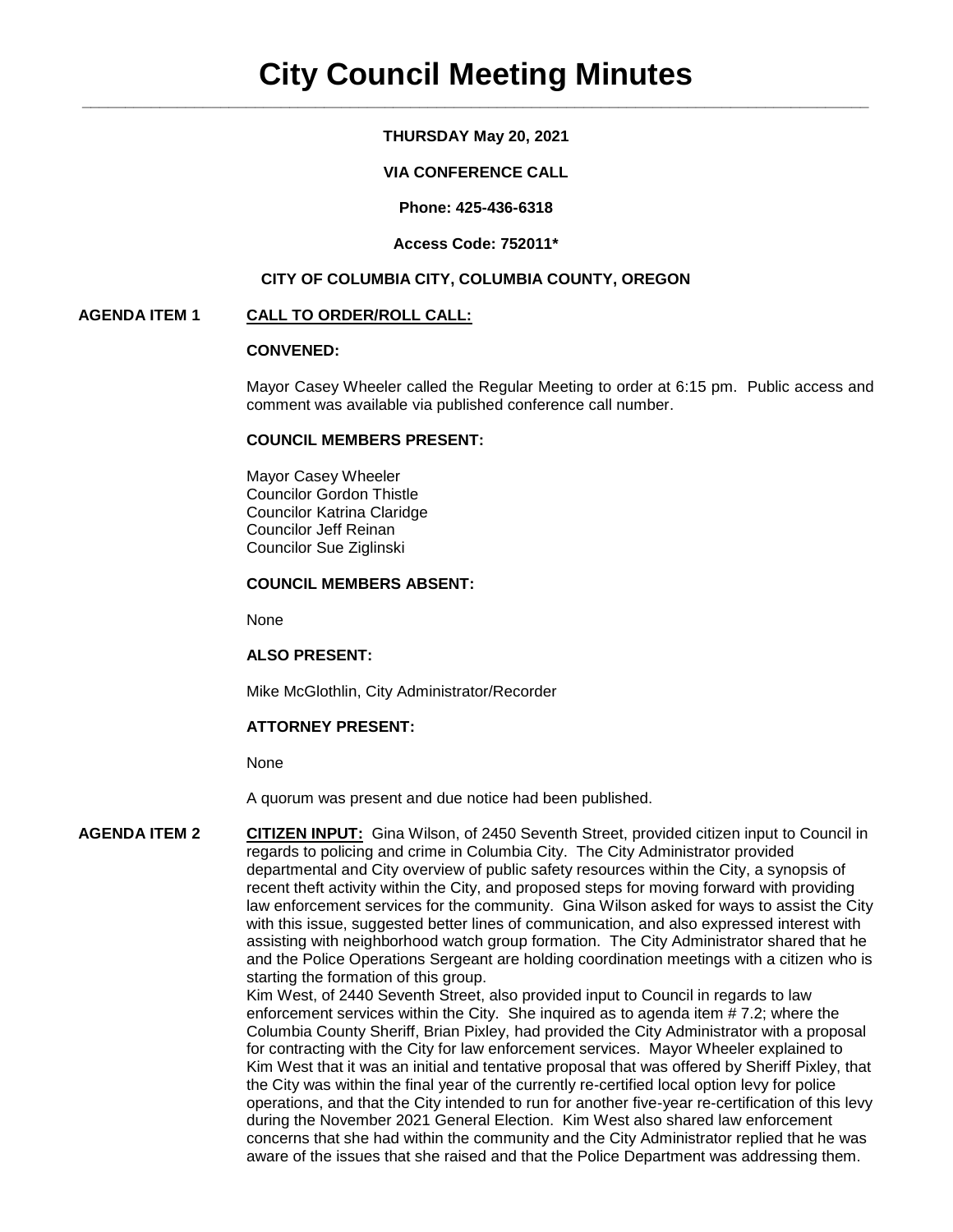# City Council Meeting Minutes

**THURSDAY May 20, 2021**

**VIA CONFERENCE CALL**

**Phone: 425-436-6318**

**Access Code: 752011***

**CITY OF COLUMBIA CITY, COLUMBIA COUNTY, OREGON**

**AGENDA ITEM 1** **CALL TO ORDER/ROLL CALL:**

**CONVENED:**

Mayor Casey Wheeler called the Regular Meeting to order at 6:15 pm. Public access and comment was available via published conference call number.

**COUNCIL MEMBERS PRESENT:**

Mayor Casey Wheeler
Councilor Gordon Thistle
Councilor Katrina Claridge
Councilor Jeff Reinan
Councilor Sue Ziglinski

**COUNCIL MEMBERS ABSENT:**

None

**ALSO PRESENT:**

Mike McGlothlin, City Administrator/Recorder

**ATTORNEY PRESENT:**

None

A quorum was present and due notice had been published.

**AGENDA ITEM 2** **CITIZEN INPUT:** Gina Wilson, of 2450 Seventh Street, provided citizen input to Council in regards to policing and crime in Columbia City. The City Administrator provided departmental and City overview of public safety resources within the City, a synopsis of recent theft activity within the City, and proposed steps for moving forward with providing law enforcement services for the community. Gina Wilson asked for ways to assist the City with this issue, suggested better lines of communication, and also expressed interest with assisting with neighborhood watch group formation. The City Administrator shared that he and the Police Operations Sergeant are holding coordination meetings with a citizen who is starting the formation of this group.

Kim West, of 2440 Seventh Street, also provided input to Council in regards to law enforcement services within the City. She inquired as to agenda item # 7.2; where the Columbia County Sheriff, Brian Pixley, had provided the City Administrator with a proposal for contracting with the City for law enforcement services. Mayor Wheeler explained to Kim West that it was an initial and tentative proposal that was offered by Sheriff Pixley, that the City was within the final year of the currently re-certified local option levy for police operations, and that the City intended to run for another five-year re-certification of this levy during the November 2021 General Election. Kim West also shared law enforcement concerns that she had within the community and the City Administrator replied that he was aware of the issues that she raised and that the Police Department was addressing them.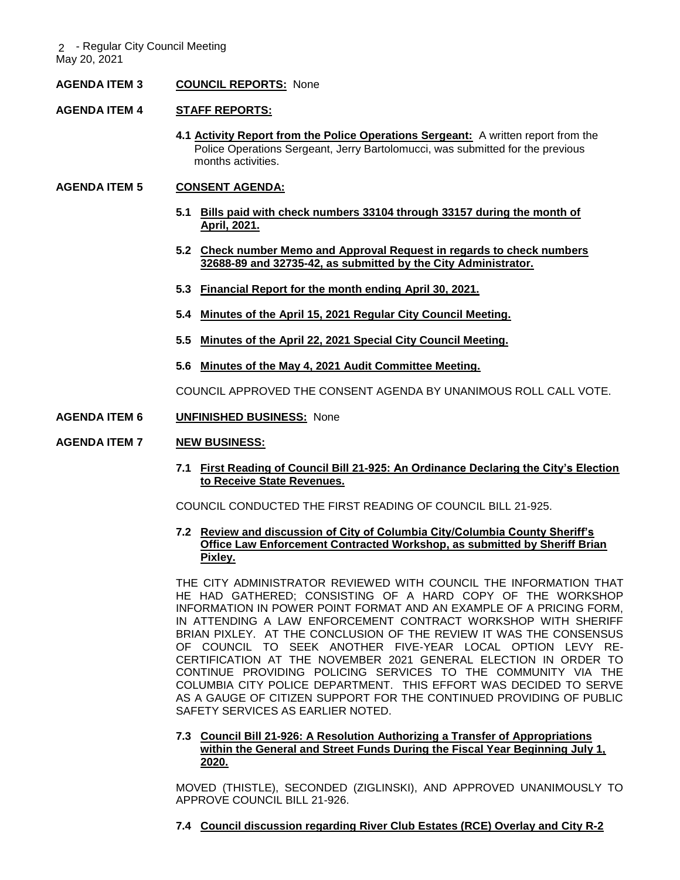**AGENDA ITEM 3** **COUNCIL REPORTS:** None

**AGENDA ITEM 4** **STAFF REPORTS:**

**4.1 Activity Report from the Police Operations Sergeant:** A written report from the Police Operations Sergeant, Jerry Bartolomucci, was submitted for the previous months activities.

**AGENDA ITEM 5** **CONSENT AGENDA:**

**5.1 Bills paid with check numbers 33104 through 33157 during the month of April, 2021.**

**5.2 Check number Memo and Approval Request in regards to check numbers 32688-89 and 32735-42, as submitted by the City Administrator.**

**5.3 Financial Report for the month ending April 30, 2021.**

**5.4 Minutes of the April 15, 2021 Regular City Council Meeting.**

**5.5 Minutes of the April 22, 2021 Special City Council Meeting.**

**5.6 Minutes of the May 4, 2021 Audit Committee Meeting.**

COUNCIL APPROVED THE CONSENT AGENDA BY UNANIMOUS ROLL CALL VOTE.

**AGENDA ITEM 6** **UNFINISHED BUSINESS:** None

**AGENDA ITEM 7** **NEW BUSINESS:**

**7.1 First Reading of Council Bill 21-925: An Ordinance Declaring the City's Election to Receive State Revenues.**

COUNCIL CONDUCTED THE FIRST READING OF COUNCIL BILL 21-925.

**7.2 Review and discussion of City of Columbia City/Columbia County Sheriff's Office Law Enforcement Contracted Workshop, as submitted by Sheriff Brian Pixley.**

THE CITY ADMINISTRATOR REVIEWED WITH COUNCIL THE INFORMATION THAT HE HAD GATHERED; CONSISTING OF A HARD COPY OF THE WORKSHOP INFORMATION IN POWER POINT FORMAT AND AN EXAMPLE OF A PRICING FORM, IN ATTENDING A LAW ENFORCEMENT CONTRACT WORKSHOP WITH SHERIFF BRIAN PIXLEY. AT THE CONCLUSION OF THE REVIEW IT WAS THE CONSENSUS OF COUNCIL TO SEEK ANOTHER FIVE-YEAR LOCAL OPTION LEVY RE-CERTIFICATION AT THE NOVEMBER 2021 GENERAL ELECTION IN ORDER TO CONTINUE PROVIDING POLICING SERVICES TO THE COMMUNITY VIA THE COLUMBIA CITY POLICE DEPARTMENT. THIS EFFORT WAS DECIDED TO SERVE AS A GAUGE OF CITIZEN SUPPORT FOR THE CONTINUED PROVIDING OF PUBLIC SAFETY SERVICES AS EARLIER NOTED.

**7.3 Council Bill 21-926: A Resolution Authorizing a Transfer of Appropriations within the General and Street Funds During the Fiscal Year Beginning July 1, 2020.**

MOVED (THISTLE), SECONDED (ZIGLINSKI), AND APPROVED UNANIMOUSLY TO APPROVE COUNCIL BILL 21-926.

**7.4 Council discussion regarding River Club Estates (RCE) Overlay and City R-2**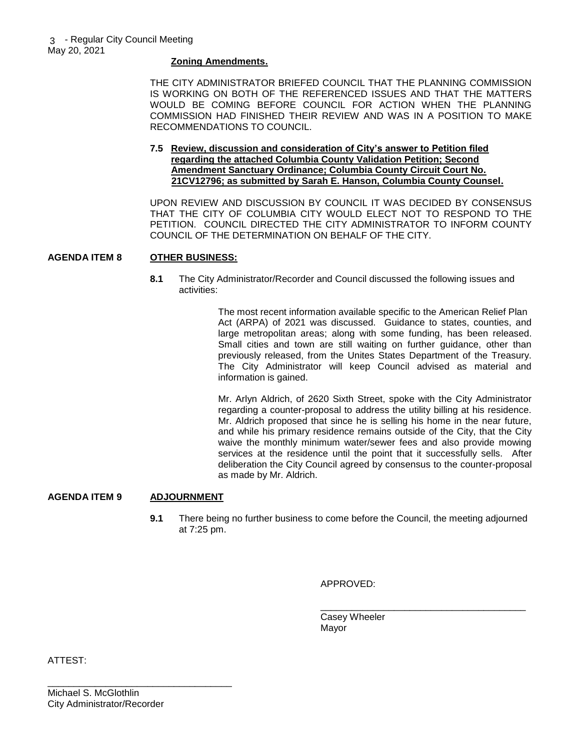**Zoning Amendments.**

THE CITY ADMINISTRATOR BRIEFED COUNCIL THAT THE PLANNING COMMISSION IS WORKING ON BOTH OF THE REFERENCED ISSUES AND THAT THE MATTERS WOULD BE COMING BEFORE COUNCIL FOR ACTION WHEN THE PLANNING COMMISSION HAD FINISHED THEIR REVIEW AND WAS IN A POSITION TO MAKE RECOMMENDATIONS TO COUNCIL.

**7.5 Review, discussion and consideration of City's answer to Petition filed regarding the attached Columbia County Validation Petition; Second Amendment Sanctuary Ordinance; Columbia County Circuit Court No. 21CV12796; as submitted by Sarah E. Hanson, Columbia County Counsel.**

UPON REVIEW AND DISCUSSION BY COUNCIL IT WAS DECIDED BY CONSENSUS THAT THE CITY OF COLUMBIA CITY WOULD ELECT NOT TO RESPOND TO THE PETITION. COUNCIL DIRECTED THE CITY ADMINISTRATOR TO INFORM COUNTY COUNCIL OF THE DETERMINATION ON BEHALF OF THE CITY.

**AGENDA ITEM 8 OTHER BUSINESS:**

**8.1** The City Administrator/Recorder and Council discussed the following issues and activities:

The most recent information available specific to the American Relief Plan Act (ARPA) of 2021 was discussed. Guidance to states, counties, and large metropolitan areas; along with some funding, has been released. Small cities and town are still waiting on further guidance, other than previously released, from the Unites States Department of the Treasury. The City Administrator will keep Council advised as material and information is gained.

Mr. Arlyn Aldrich, of 2620 Sixth Street, spoke with the City Administrator regarding a counter-proposal to address the utility billing at his residence. Mr. Aldrich proposed that since he is selling his home in the near future, and while his primary residence remains outside of the City, that the City waive the monthly minimum water/sewer fees and also provide mowing services at the residence until the point that it successfully sells. After deliberation the City Council agreed by consensus to the counter-proposal as made by Mr. Aldrich.

**AGENDA ITEM 9 ADJOURNMENT**

**9.1** There being no further business to come before the Council, the meeting adjourned at 7:25 pm.

APPROVED:

\_\_\_\_\_\_\_\_\_\_\_\_\_\_\_\_\_\_\_\_\_\_\_\_\_\_\_\_\_\_\_\_\_\_\_\_\_\_\_\_

Casey Wheeler
Mayor

ATTEST:

\_\_\_\_\_\_\_\_\_\_\_\_\_\_\_\_\_\_\_\_\_\_\_\_\_\_\_\_\_\_\_\_\_\_\_\_

Michael S. McGlothlin
City Administrator/Recorder